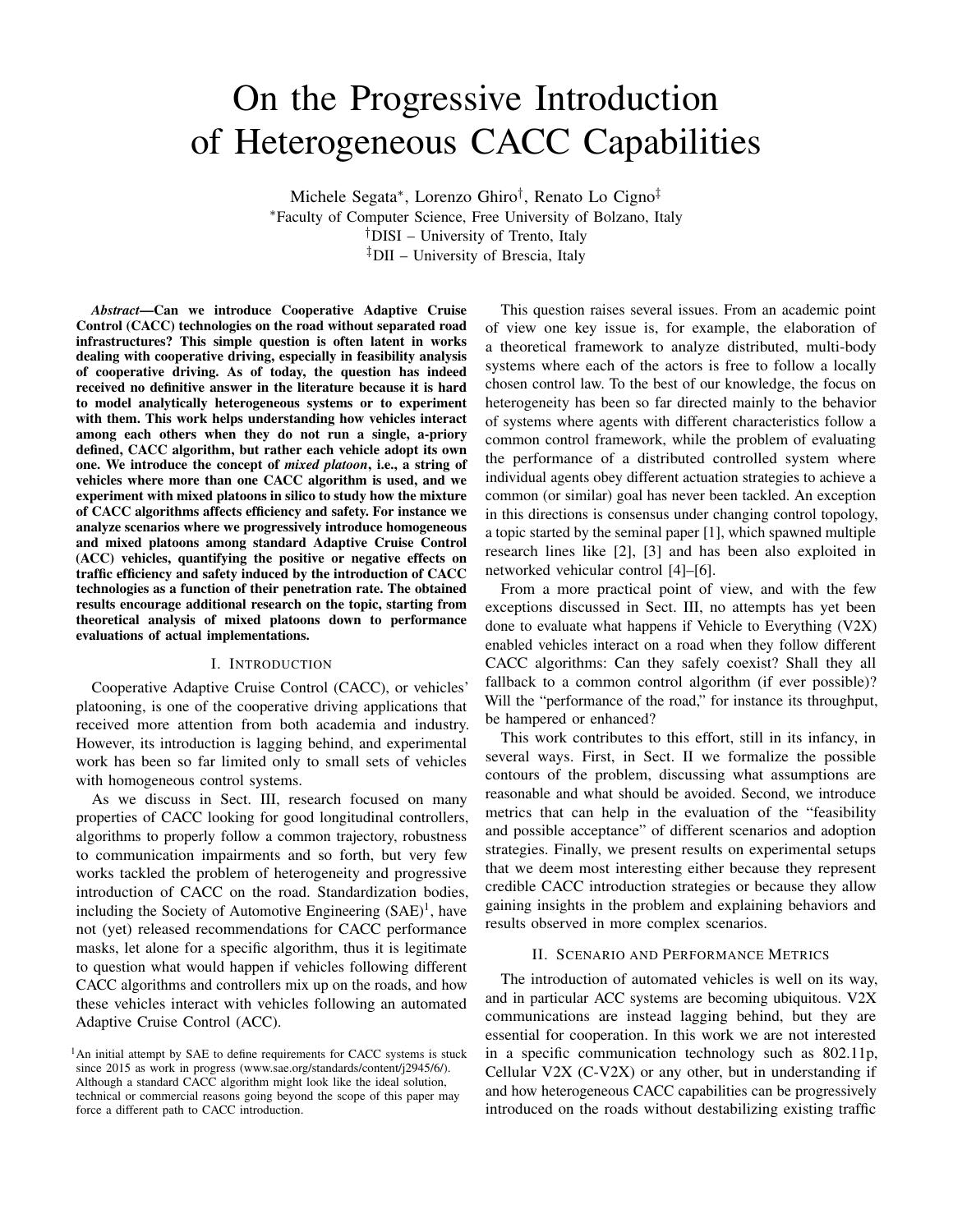# On the Progressive Introduction of Heterogeneous CACC Capabilities

Michele Segata*, Lorenzo Ghiro†, Renato Lo Cigno‡

*Faculty of Computer Science, Free University of Bolzano, Italy

†DISI – University of Trento, Italy

‡DII – University of Brescia, Italy

***Abstract*—Can we introduce Cooperative Adaptive Cruise Control (CACC) technologies on the road without separated road infrastructures? This simple question is often latent in works dealing with cooperative driving, especially in feasibility analysis of cooperative driving. As of today, the question has indeed received no definitive answer in the literature because it is hard to model analytically heterogeneous systems or to experiment with them. This work helps understanding how vehicles interact among each others when they do not run a single, a-priory defined, CACC algorithm, but rather each vehicle adopt its own one. We introduce the concept of *mixed platoon*, i.e., a string of vehicles where more than one CACC algorithm is used, and we experiment with mixed platoons in silico to study how the mixture of CACC algorithms affects efficiency and safety. For instance we analyze scenarios where we progressively introduce homogeneous and mixed platoons among standard Adaptive Cruise Control (ACC) vehicles, quantifying the positive or negative effects on traffic efficiency and safety induced by the introduction of CACC technologies as a function of their penetration rate. The obtained results encourage additional research on the topic, starting from theoretical analysis of mixed platoons down to performance evaluations of actual implementations.**

## I. Introduction

Cooperative Adaptive Cruise Control (CACC), or vehicles' platooning, is one of the cooperative driving applications that received more attention from both academia and industry. However, its introduction is lagging behind, and experimental work has been so far limited only to small sets of vehicles with homogeneous control systems.

As we discuss in Sect. III, research focused on many properties of CACC looking for good longitudinal controllers, algorithms to properly follow a common trajectory, robustness to communication impairments and so forth, but very few works tackled the problem of heterogeneity and progressive introduction of CACC on the road. Standardization bodies, including the Society of Automotive Engineering (SAE)[1], have not (yet) released recommendations for CACC performance masks, let alone for a specific algorithm, thus it is legitimate to question what would happen if vehicles following different CACC algorithms and controllers mix up on the roads, and how these vehicles interact with vehicles following an automated Adaptive Cruise Control (ACC).

[1]An initial attempt by SAE to define requirements for CACC systems is stuck since 2015 as work in progress (www.sae.org/standards/content/j2945/6/). Although a standard CACC algorithm might look like the ideal solution, technical or commercial reasons going beyond the scope of this paper may force a different path to CACC introduction.

This question raises several issues. From an academic point of view one key issue is, for example, the elaboration of a theoretical framework to analyze distributed, multi-body systems where each of the actors is free to follow a locally chosen control law. To the best of our knowledge, the focus on heterogeneity has been so far directed mainly to the behavior of systems where agents with different characteristics follow a common control framework, while the problem of evaluating the performance of a distributed controlled system where individual agents obey different actuation strategies to achieve a common (or similar) goal has never been tackled. An exception in this directions is consensus under changing control topology, a topic started by the seminal paper [1], which spawned multiple research lines like [2], [3] and has been also exploited in networked vehicular control [4]–[6].

From a more practical point of view, and with the few exceptions discussed in Sect. III, no attempts has yet been done to evaluate what happens if Vehicle to Everything (V2X) enabled vehicles interact on a road when they follow different CACC algorithms: Can they safely coexist? Shall they all fallback to a common control algorithm (if ever possible)? Will the "performance of the road," for instance its throughput, be hampered or enhanced?

This work contributes to this effort, still in its infancy, in several ways. First, in Sect. II we formalize the possible contours of the problem, discussing what assumptions are reasonable and what should be avoided. Second, we introduce metrics that can help in the evaluation of the "feasibility and possible acceptance" of different scenarios and adoption strategies. Finally, we present results on experimental setups that we deem most interesting either because they represent credible CACC introduction strategies or because they allow gaining insights in the problem and explaining behaviors and results observed in more complex scenarios.

## II. Scenario and Performance Metrics

The introduction of automated vehicles is well on its way, and in particular ACC systems are becoming ubiquitous. V2X communications are instead lagging behind, but they are essential for cooperation. In this work we are not interested in a specific communication technology such as 802.11p, Cellular V2X (C-V2X) or any other, but in understanding if and how heterogeneous CACC capabilities can be progressively introduced on the roads without destabilizing existing traffic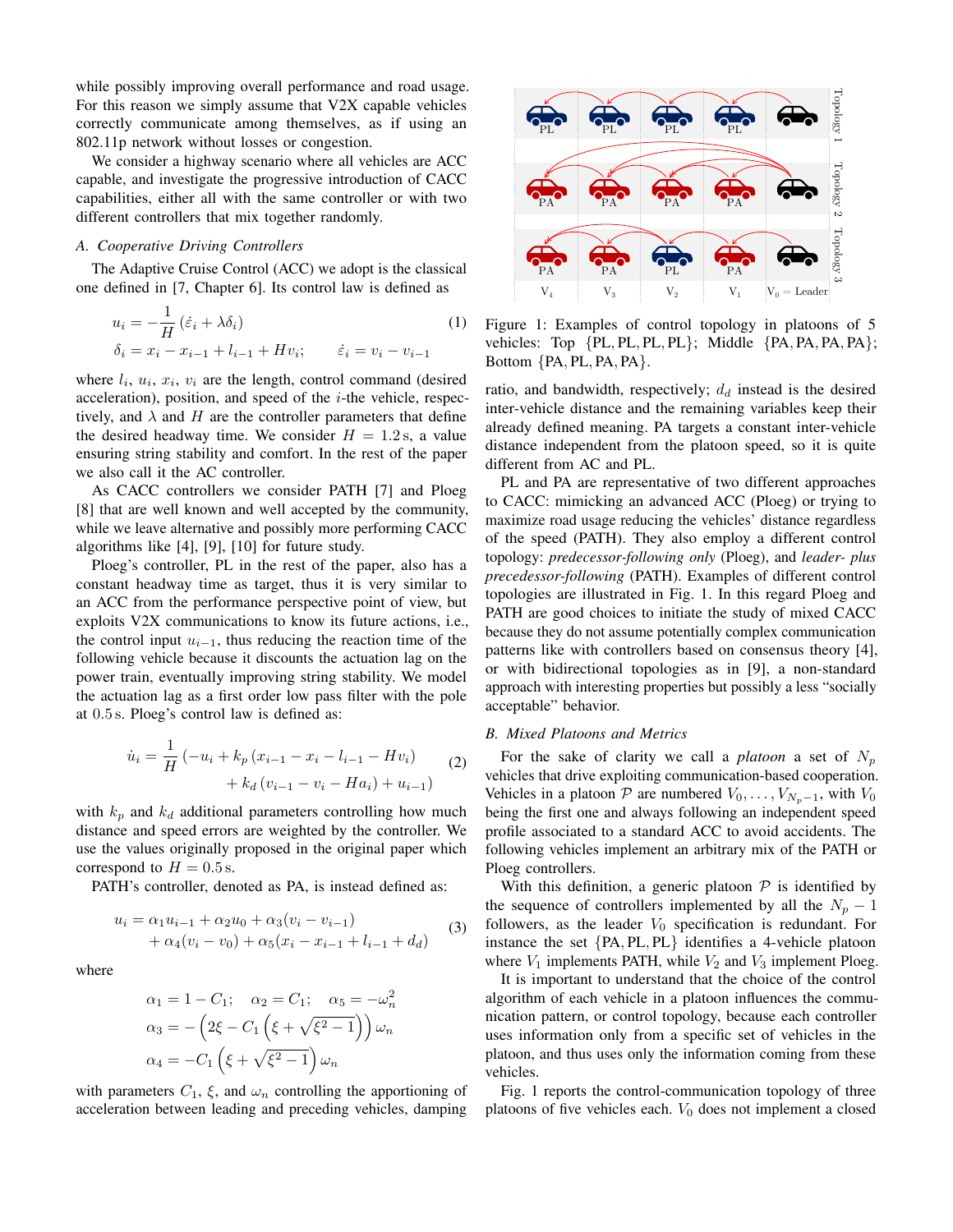while possibly improving overall performance and road usage. For this reason we simply assume that V2X capable vehicles correctly communicate among themselves, as if using an 802.11p network without losses or congestion.

We consider a highway scenario where all vehicles are ACC capable, and investigate the progressive introduction of CACC capabilities, either all with the same controller or with two different controllers that mix together randomly.

### A. *Cooperative Driving Controllers*

The Adaptive Cruise Control (ACC) we adopt is the classical one defined in [7, Chapter 6]. Its control law is defined as

$$
\begin{aligned}
u_i &= -\frac{1}{H}\left(\dot{\varepsilon}_i + \lambda\delta_i\right) \\
\delta_i &= x_i - x_{i-1} + l_{i-1} + Hv_i; \qquad \dot{\varepsilon}_i = v_i - v_{i-1}
\end{aligned}
\tag{1}
$$

where $l_i$, $u_i$, $x_i$, $v_i$ are the length, control command (desired acceleration), position, and speed of the $i$-the vehicle, respectively, and $\lambda$ and $H$ are the controller parameters that define the desired headway time. We consider $H = 1.2\,\mathrm{s}$, a value ensuring string stability and comfort. In the rest of the paper we also call it the AC controller.

As CACC controllers we consider PATH [7] and Ploeg [8] that are well known and well accepted by the community, while we leave alternative and possibly more performing CACC algorithms like [4], [9], [10] for future study.

Ploeg's controller, PL in the rest of the paper, also has a constant headway time as target, thus it is very similar to an ACC from the performance perspective point of view, but exploits V2X communications to know its future actions, i.e., the control input $u_{i-1}$, thus reducing the reaction time of the following vehicle because it discounts the actuation lag on the power train, eventually improving string stability. We model the actuation lag as a first order low pass filter with the pole at $0.5\,\mathrm{s}$. Ploeg's control law is defined as:

$$
\begin{aligned}
\dot{u}_i = \frac{1}{H}\big(&-u_i + k_p\left(x_{i-1} - x_i - l_{i-1} - Hv_i\right) \\
&+ k_d\left(v_{i-1} - v_i - Ha_i\right) + u_{i-1}\big)
\end{aligned}
\tag{2}
$$

with $k_p$ and $k_d$ additional parameters controlling how much distance and speed errors are weighted by the controller. We use the values originally proposed in the original paper which correspond to $H = 0.5\,\mathrm{s}$.

PATH's controller, denoted as PA, is instead defined as:

$$
\begin{aligned}
u_i = {}& \alpha_1 u_{i-1} + \alpha_2 u_0 + \alpha_3(v_i - v_{i-1}) \\
&+ \alpha_4(v_i - v_0) + \alpha_5(x_i - x_{i-1} + l_{i-1} + d_d)
\end{aligned}
\tag{3}
$$

where

$$
\begin{aligned}
&\alpha_1 = 1 - C_1; \quad \alpha_2 = C_1; \quad \alpha_5 = -\omega_n^2 \\
&\alpha_3 = -\left(2\xi - C_1\left(\xi + \sqrt{\xi^2 - 1}\right)\right)\omega_n \\
&\alpha_4 = -C_1\left(\xi + \sqrt{\xi^2 - 1}\right)\omega_n
\end{aligned}
$$

with parameters $C_1$, $\xi$, and $\omega_n$ controlling the apportioning of acceleration between leading and preceding vehicles, damping ratio, and bandwidth, respectively; $d_d$ instead is the desired inter-vehicle distance and the remaining variables keep their already defined meaning. PA targets a constant inter-vehicle distance independent from the platoon speed, so it is quite different from AC and PL.

Figure 1: Examples of control topology in platoons of 5 vehicles: Top $\{\mathrm{PL}, \mathrm{PL}, \mathrm{PL}, \mathrm{PL}\}$; Middle $\{\mathrm{PA}, \mathrm{PA}, \mathrm{PA}, \mathrm{PA}\}$; Bottom $\{\mathrm{PA}, \mathrm{PL}, \mathrm{PA}, \mathrm{PA}\}$.

PL and PA are representative of two different approaches to CACC: mimicking an advanced ACC (Ploeg) or trying to maximize road usage reducing the vehicles' distance regardless of the speed (PATH). They also employ a different control topology: *predecessor-following only* (Ploeg), and *leader- plus precedessor-following* (PATH). Examples of different control topologies are illustrated in Fig. 1. In this regard Ploeg and PATH are good choices to initiate the study of mixed CACC because they do not assume potentially complex communication patterns like with controllers based on consensus theory [4], or with bidirectional topologies as in [9], a non-standard approach with interesting properties but possibly a less "socially acceptable" behavior.

### B. *Mixed Platoons and Metrics*

For the sake of clarity we call a *platoon* a set of $N_p$ vehicles that drive exploiting communication-based cooperation. Vehicles in a platoon $\mathcal{P}$ are numbered $V_0, \ldots, V_{N_p-1}$, with $V_0$ being the first one and always following an independent speed profile associated to a standard ACC to avoid accidents. The following vehicles implement an arbitrary mix of the PATH or Ploeg controllers.

With this definition, a generic platoon $\mathcal{P}$ is identified by the sequence of controllers implemented by all the $N_p - 1$ followers, as the leader $V_0$ specification is redundant. For instance the set $\{\mathrm{PA}, \mathrm{PL}, \mathrm{PL}\}$ identifies a 4-vehicle platoon where $V_1$ implements PATH, while $V_2$ and $V_3$ implement Ploeg.

It is important to understand that the choice of the control algorithm of each vehicle in a platoon influences the communication pattern, or control topology, because each controller uses information only from a specific set of vehicles in the platoon, and thus uses only the information coming from these vehicles.

Fig. 1 reports the control-communication topology of three platoons of five vehicles each. $V_0$ does not implement a closed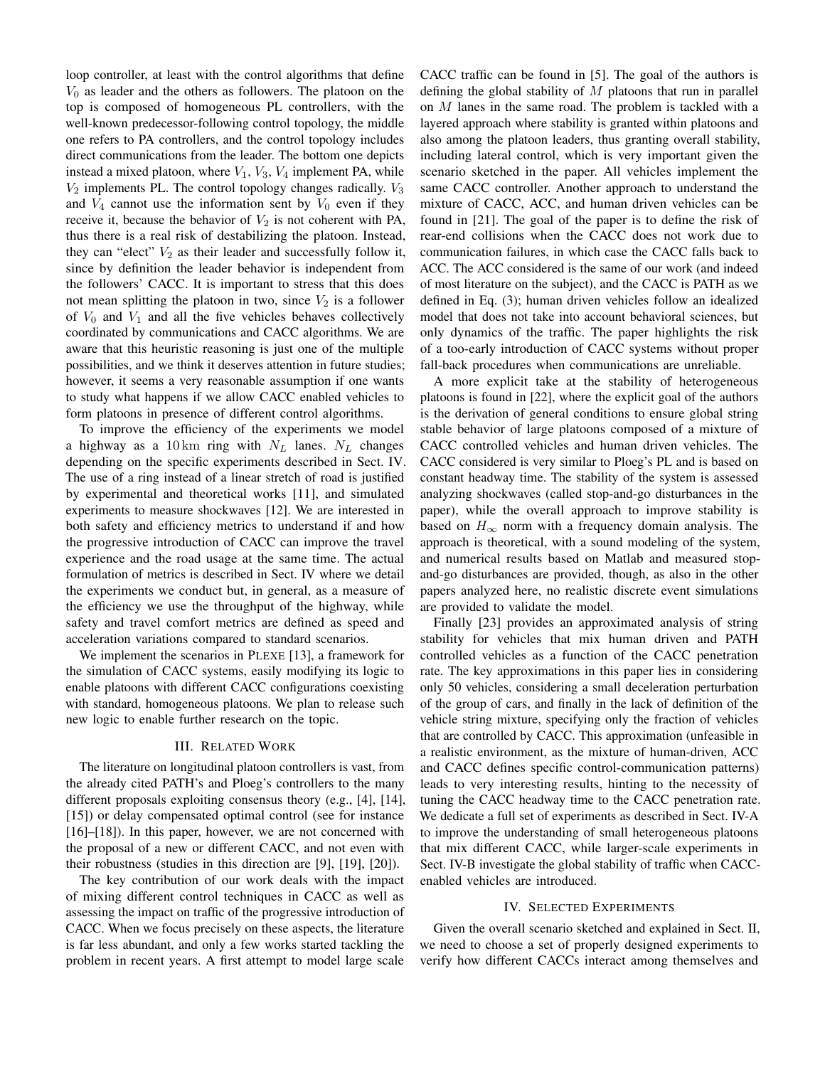loop controller, at least with the control algorithms that define $V_0$ as leader and the others as followers. The platoon on the top is composed of homogeneous PL controllers, with the well-known predecessor-following control topology, the middle one refers to PA controllers, and the control topology includes direct communications from the leader. The bottom one depicts instead a mixed platoon, where $V_1$, $V_3$, $V_4$ implement PA, while $V_2$ implements PL. The control topology changes radically. $V_3$ and $V_4$ cannot use the information sent by $V_0$ even if they receive it, because the behavior of $V_2$ is not coherent with PA, thus there is a real risk of destabilizing the platoon. Instead, they can "elect" $V_2$ as their leader and successfully follow it, since by definition the leader behavior is independent from the followers' CACC. It is important to stress that this does not mean splitting the platoon in two, since $V_2$ is a follower of $V_0$ and $V_1$ and all the five vehicles behaves collectively coordinated by communications and CACC algorithms. We are aware that this heuristic reasoning is just one of the multiple possibilities, and we think it deserves attention in future studies; however, it seems a very reasonable assumption if one wants to study what happens if we allow CACC enabled vehicles to form platoons in presence of different control algorithms.

To improve the efficiency of the experiments we model a highway as a $10\,\mathrm{km}$ ring with $N_L$ lanes. $N_L$ changes depending on the specific experiments described in Sect. IV. The use of a ring instead of a linear stretch of road is justified by experimental and theoretical works [11], and simulated experiments to measure shockwaves [12]. We are interested in both safety and efficiency metrics to understand if and how the progressive introduction of CACC can improve the travel experience and the road usage at the same time. The actual formulation of metrics is described in Sect. IV where we detail the experiments we conduct but, in general, as a measure of the efficiency we use the throughput of the highway, while safety and travel comfort metrics are defined as speed and acceleration variations compared to standard scenarios.

We implement the scenarios in PLEXE [13], a framework for the simulation of CACC systems, easily modifying its logic to enable platoons with different CACC configurations coexisting with standard, homogeneous platoons. We plan to release such new logic to enable further research on the topic.

## III. Related Work

The literature on longitudinal platoon controllers is vast, from the already cited PATH's and Ploeg's controllers to the many different proposals exploiting consensus theory (e.g., [4], [14], [15]) or delay compensated optimal control (see for instance [16]–[18]). In this paper, however, we are not concerned with the proposal of a new or different CACC, and not even with their robustness (studies in this direction are [9], [19], [20]).

The key contribution of our work deals with the impact of mixing different control techniques in CACC as well as assessing the impact on traffic of the progressive introduction of CACC. When we focus precisely on these aspects, the literature is far less abundant, and only a few works started tackling the problem in recent years. A first attempt to model large scale CACC traffic can be found in [5]. The goal of the authors is defining the global stability of $M$ platoons that run in parallel on $M$ lanes in the same road. The problem is tackled with a layered approach where stability is granted within platoons and also among the platoon leaders, thus granting overall stability, including lateral control, which is very important given the scenario sketched in the paper. All vehicles implement the same CACC controller. Another approach to understand the mixture of CACC, ACC, and human driven vehicles can be found in [21]. The goal of the paper is to define the risk of rear-end collisions when the CACC does not work due to communication failures, in which case the CACC falls back to ACC. The ACC considered is the same of our work (and indeed of most literature on the subject), and the CACC is PATH as we defined in Eq. (3); human driven vehicles follow an idealized model that does not take into account behavioral sciences, but only dynamics of the traffic. The paper highlights the risk of a too-early introduction of CACC systems without proper fall-back procedures when communications are unreliable.

A more explicit take at the stability of heterogeneous platoons is found in [22], where the explicit goal of the authors is the derivation of general conditions to ensure global string stable behavior of large platoons composed of a mixture of CACC controlled vehicles and human driven vehicles. The CACC considered is very similar to Ploeg's PL and is based on constant headway time. The stability of the system is assessed analyzing shockwaves (called stop-and-go disturbances in the paper), while the overall approach to improve stability is based on $H_\infty$ norm with a frequency domain analysis. The approach is theoretical, with a sound modeling of the system, and numerical results based on Matlab and measured stop-and-go disturbances are provided, though, as also in the other papers analyzed here, no realistic discrete event simulations are provided to validate the model.

Finally [23] provides an approximated analysis of string stability for vehicles that mix human driven and PATH controlled vehicles as a function of the CACC penetration rate. The key approximations in this paper lies in considering only 50 vehicles, considering a small deceleration perturbation of the group of cars, and finally in the lack of definition of the vehicle string mixture, specifying only the fraction of vehicles that are controlled by CACC. This approximation (unfeasible in a realistic environment, as the mixture of human-driven, ACC and CACC defines specific control-communication patterns) leads to very interesting results, hinting to the necessity of tuning the CACC headway time to the CACC penetration rate. We dedicate a full set of experiments as described in Sect. IV-A to improve the understanding of small heterogeneous platoons that mix different CACC, while larger-scale experiments in Sect. IV-B investigate the global stability of traffic when CACC-enabled vehicles are introduced.

## IV. Selected Experiments

Given the overall scenario sketched and explained in Sect. II, we need to choose a set of properly designed experiments to verify how different CACCs interact among themselves and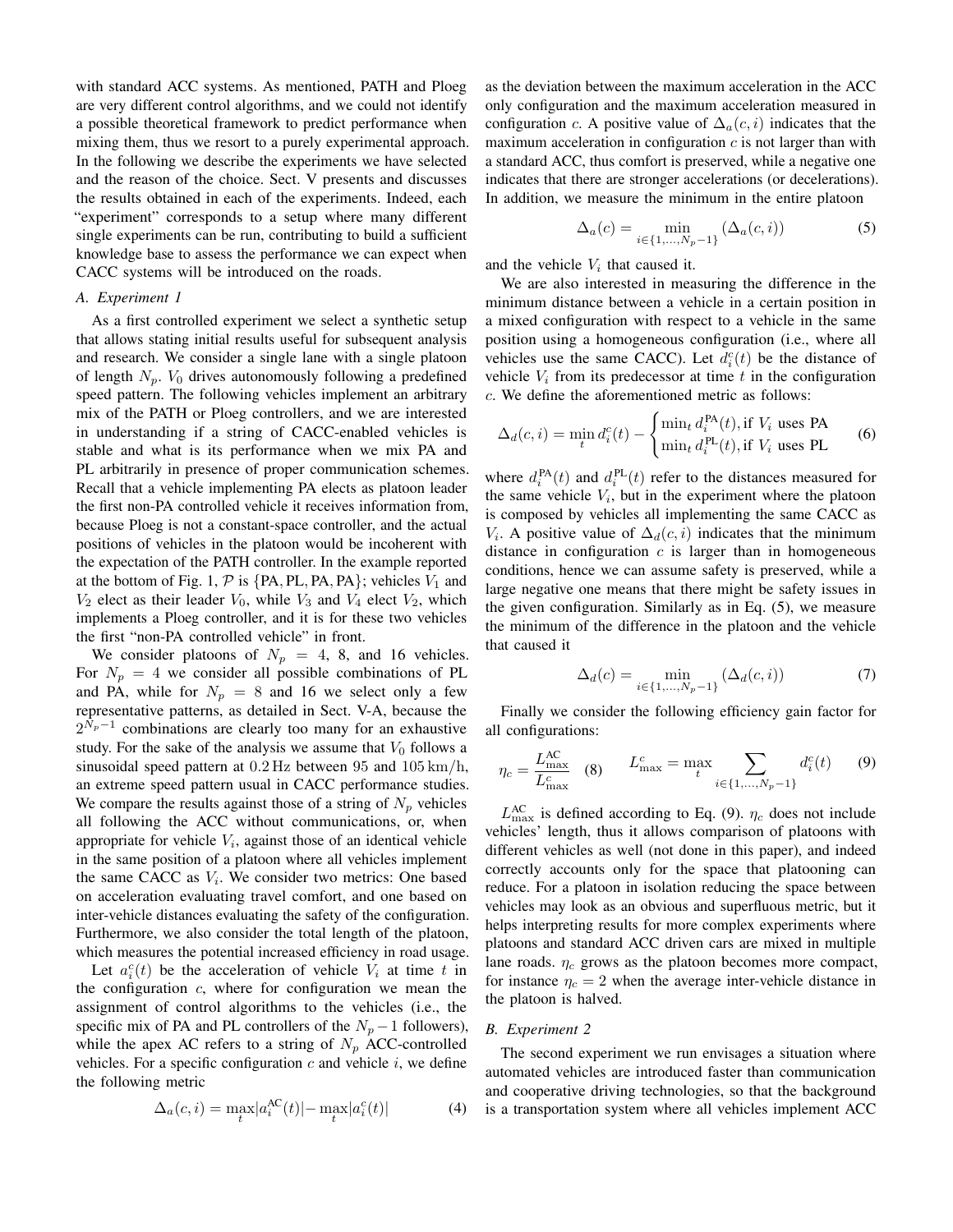with standard ACC systems. As mentioned, PATH and Ploeg are very different control algorithms, and we could not identify a possible theoretical framework to predict performance when mixing them, thus we resort to a purely experimental approach. In the following we describe the experiments we have selected and the reason of the choice. Sect. V presents and discusses the results obtained in each of the experiments. Indeed, each "experiment" corresponds to a setup where many different single experiments can be run, contributing to build a sufficient knowledge base to assess the performance we can expect when CACC systems will be introduced on the roads.

### A. Experiment 1

As a first controlled experiment we select a synthetic setup that allows stating initial results useful for subsequent analysis and research. We consider a single lane with a single platoon of length $N_p$. $V_0$ drives autonomously following a predefined speed pattern. The following vehicles implement an arbitrary mix of the PATH or Ploeg controllers, and we are interested in understanding if a string of CACC-enabled vehicles is stable and what is its performance when we mix PA and PL arbitrarily in presence of proper communication schemes. Recall that a vehicle implementing PA elects as platoon leader the first non-PA controlled vehicle it receives information from, because Ploeg is not a constant-space controller, and the actual positions of vehicles in the platoon would be incoherent with the expectation of the PATH controller. In the example reported at the bottom of Fig. 1, $\mathcal{P}$ is $\{\text{PA}, \text{PL}, \text{PA}, \text{PA}\}$; vehicles $V_1$ and $V_2$ elect as their leader $V_0$, while $V_3$ and $V_4$ elect $V_2$, which implements a Ploeg controller, and it is for these two vehicles the first "non-PA controlled vehicle" in front.

We consider platoons of $N_p = 4$, 8, and 16 vehicles. For $N_p = 4$ we consider all possible combinations of PL and PA, while for $N_p = 8$ and 16 we select only a few representative patterns, as detailed in Sect. V-A, because the $2^{N_p-1}$ combinations are clearly too many for an exhaustive study. For the sake of the analysis we assume that $V_0$ follows a sinusoidal speed pattern at $0.2\,\text{Hz}$ between 95 and $105\,\text{km/h}$, an extreme speed pattern usual in CACC performance studies. We compare the results against those of a string of $N_p$ vehicles all following the ACC without communications, or, when appropriate for vehicle $V_i$, against those of an identical vehicle in the same position of a platoon where all vehicles implement the same CACC as $V_i$. We consider two metrics: One based on acceleration evaluating travel comfort, and one based on inter-vehicle distances evaluating the safety of the configuration. Furthermore, we also consider the total length of the platoon, which measures the potential increased efficiency in road usage.

Let $a_i^c(t)$ be the acceleration of vehicle $V_i$ at time $t$ in the configuration $c$, where for configuration we mean the assignment of control algorithms to the vehicles (i.e., the specific mix of PA and PL controllers of the $N_p - 1$ followers), while the apex AC refers to a string of $N_p$ ACC-controlled vehicles. For a specific configuration $c$ and vehicle $i$, we define the following metric

$$\Delta_a(c,i) = \max_t |a_i^{\text{AC}}(t)| - \max_t |a_i^c(t)| \tag{4}$$

as the deviation between the maximum acceleration in the ACC only configuration and the maximum acceleration measured in configuration $c$. A positive value of $\Delta_a(c,i)$ indicates that the maximum acceleration in configuration $c$ is not larger than with a standard ACC, thus comfort is preserved, while a negative one indicates that there are stronger accelerations (or decelerations). In addition, we measure the minimum in the entire platoon

$$\Delta_a(c) = \min_{i \in \{1,\ldots,N_p-1\}} (\Delta_a(c,i)) \tag{5}$$

and the vehicle $V_i$ that caused it.

We are also interested in measuring the difference in the minimum distance between a vehicle in a certain position in a mixed configuration with respect to a vehicle in the same position using a homogeneous configuration (i.e., where all vehicles use the same CACC). Let $d_i^c(t)$ be the distance of vehicle $V_i$ from its predecessor at time $t$ in the configuration $c$. We define the aforementioned metric as follows:

$$\Delta_d(c,i) = \min_t d_i^c(t) - \begin{cases} \min_t d_i^{\text{PA}}(t), \text{if } V_i \text{ uses PA} \\ \min_t d_i^{\text{PL}}(t), \text{if } V_i \text{ uses PL} \end{cases} \tag{6}$$

where $d_i^{\text{PA}}(t)$ and $d_i^{\text{PL}}(t)$ refer to the distances measured for the same vehicle $V_i$, but in the experiment where the platoon is composed by vehicles all implementing the same CACC as $V_i$. A positive value of $\Delta_d(c,i)$ indicates that the minimum distance in configuration $c$ is larger than in homogeneous conditions, hence we can assume safety is preserved, while a large negative one means that there might be safety issues in the given configuration. Similarly as in Eq. (5), we measure the minimum of the difference in the platoon and the vehicle that caused it

$$\Delta_d(c) = \min_{i \in \{1,\ldots,N_p-1\}} (\Delta_d(c,i)) \tag{7}$$

Finally we consider the following efficiency gain factor for all configurations:

$$\eta_c = \frac{L_{\max}^{\text{AC}}}{L_{\max}^c} \quad (8) \qquad L_{\max}^c = \max_t \sum_{i \in \{1,\ldots,N_p-1\}} d_i^c(t) \quad (9)$$

$L_{\max}^{\text{AC}}$ is defined according to Eq. (9). $\eta_c$ does not include vehicles' length, thus it allows comparison of platoons with different vehicles as well (not done in this paper), and indeed correctly accounts only for the space that platooning can reduce. For a platoon in isolation reducing the space between vehicles may look as an obvious and superfluous metric, but it helps interpreting results for more complex experiments when platoons and standard ACC driven cars are mixed in multiple lane roads. $\eta_c$ grows as the platoon becomes more compact, for instance $\eta_c = 2$ when the average inter-vehicle distance in the platoon is halved.

### B. Experiment 2

The second experiment we run envisages a situation where automated vehicles are introduced faster than communication and cooperative driving technologies, so that the background is a transportation system where all vehicles implement ACC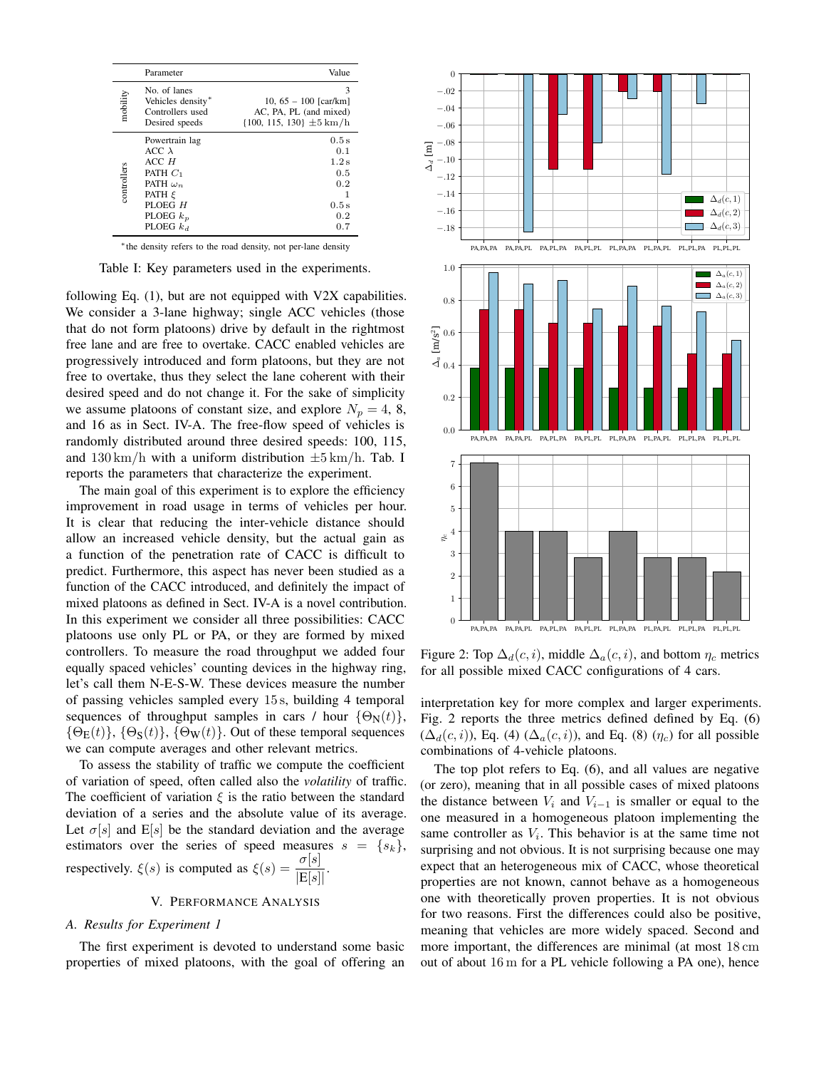| | Parameter | Value |
|---|---|---|
| mobility | No. of lanes | 3 |
| | Vehicles density* | 10, 65 – 100 [car/km] |
| | Controllers used | AC, PA, PL (and mixed) |
| | Desired speeds | {100, 115, 130} $\pm 5\,\mathrm{km/h}$ |
| controllers | Powertrain lag | $0.5\,\mathrm{s}$ |
| | ACC $\lambda$ | $0.1$ |
| | ACC $H$ | $1.2\,\mathrm{s}$ |
| | PATH $C_1$ | $0.5$ |
| | PATH $\omega_n$ | $0.2$ |
| | PATH $\xi$ | $1$ |
| | PLOEG $H$ | $0.5\,\mathrm{s}$ |
| | PLOEG $k_p$ | $0.2$ |
| | PLOEG $k_d$ | $0.7$ |

*the density refers to the road density, not per-lane density

Table I: Key parameters used in the experiments.

following Eq. (1), but are not equipped with V2X capabilities. We consider a 3-lane highway; single ACC vehicles (those that do not form platoons) drive by default in the rightmost free lane and are free to overtake. CACC enabled vehicles are progressively introduced and form platoons, but they are not free to overtake, thus they select the lane coherent with their desired speed and do not change it. For the sake of simplicity we assume platoons of constant size, and explore $N_p = 4$, 8, and 16 as in Sect. IV-A. The free-flow speed of vehicles is randomly distributed around three desired speeds: 100, 115, and $130\,\mathrm{km/h}$ with a uniform distribution $\pm 5\,\mathrm{km/h}$. Tab. I reports the parameters that characterize the experiment.

The main goal of this experiment is to explore the efficiency improvement in road usage in terms of vehicles per hour. It is clear that reducing the inter-vehicle distance should allow an increased vehicle density, but the actual gain as a function of the penetration rate of CACC is difficult to predict. Furthermore, this aspect has never been studied as a function of the CACC introduced, and definitely the impact of mixed platoons as defined in Sect. IV-A is a novel contribution. In this experiment we consider all three possibilities: CACC platoons use only PL or PA, or they are formed by mixed controllers. To measure the road throughput we added four equally spaced vehicles' counting devices in the highway ring, let's call them N-E-S-W. These devices measure the number of passing vehicles sampled every $15\,\mathrm{s}$, building 4 temporal sequences of throughput samples in cars / hour $\{\Theta_\mathrm{N}(t)\}$, $\{\Theta_\mathrm{E}(t)\}$, $\{\Theta_\mathrm{S}(t)\}$, $\{\Theta_\mathrm{W}(t)\}$. Out of these temporal sequences we can compute averages and other relevant metrics.

To assess the stability of traffic we compute the coefficient of variation of speed, often called also the *volatility* of traffic. The coefficient of variation $\xi$ is the ratio between the standard deviation of a series and the absolute value of its average. Let $\sigma[s]$ and $\mathrm{E}[s]$ be the standard deviation and the average estimators over the series of speed measures $s = \{s_k\}$, respectively. $\xi(s)$ is computed as $\xi(s) = \dfrac{\sigma[s]}{|\mathrm{E}[s]|}$.

## V. Performance Analysis

### *A. Results for Experiment 1*

The first experiment is devoted to understand some basic properties of mixed platoons, with the goal of offering an interpretation key for more complex and larger experiments. Fig. 2 reports the three metrics defined defined by Eq. (6) ($\Delta_d(c,i)$), Eq. (4) ($\Delta_a(c,i)$), and Eq. (8) ($\eta_c$) for all possible combinations of 4-vehicle platoons.

Figure 2: Top $\Delta_d(c,i)$, middle $\Delta_a(c,i)$, and bottom $\eta_c$ metrics for all possible mixed CACC configurations of 4 cars.

The top plot refers to Eq. (6), and all values are negative (or zero), meaning that in all possible cases of mixed platoons the distance between $V_i$ and $V_{i-1}$ is smaller or equal to the one measured in a homogeneous platoon implementing the same controller as $V_i$. This behavior is at the same time not surprising and not obvious. It is not surprising because one may expect that an heterogeneous mix of CACC, whose theoretical properties are not known, cannot behave as a homogeneous one with theoretically proven properties. It is not obvious for two reasons. First the differences could also be positive, meaning that vehicles are more widely spaced. Second and more important, the differences are minimal (at most $18\,\mathrm{cm}$ out of about $16\,\mathrm{m}$ for a PL vehicle following a PA one), hence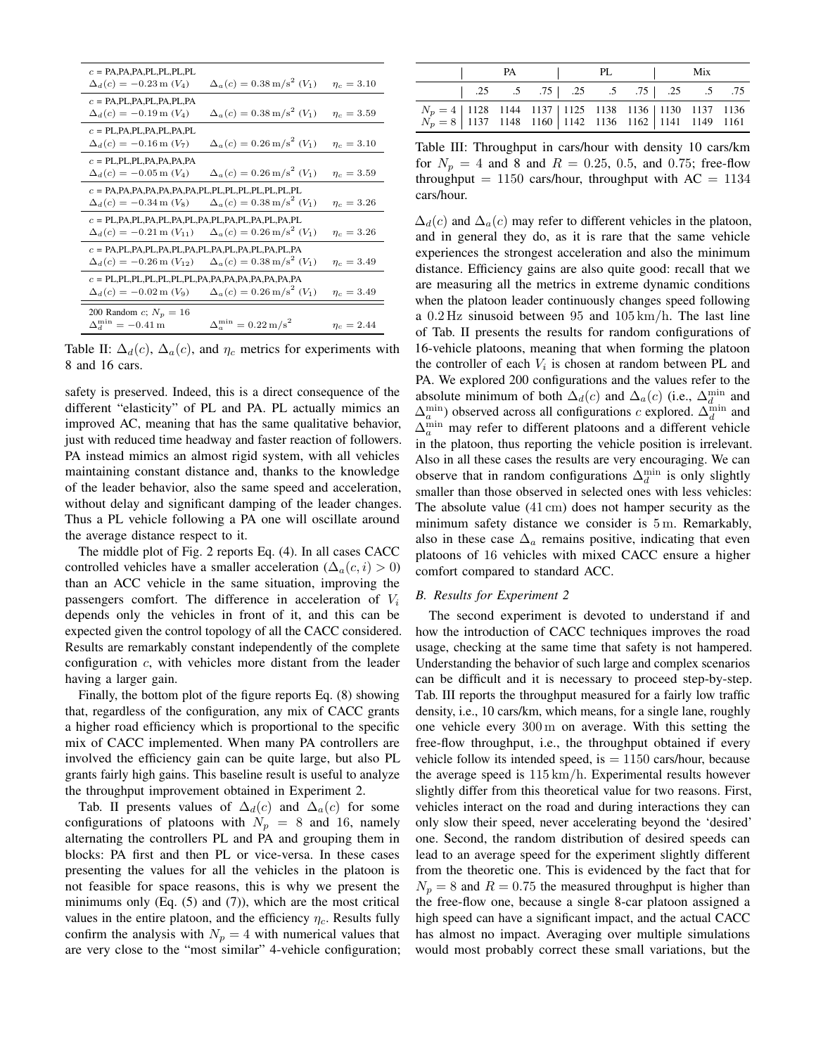| $c$ | $\Delta_d(c)$ | $\Delta_a(c)$ | $\eta_c$ |
|---|---|---|---|
| $c$ = PA,PA,PA,PL,PL,PL,PL | $\Delta_d(c) = -0.23\,\text{m}$ ($V_4$) | $\Delta_a(c) = 0.38\,\text{m/s}^2$ ($V_1$) | $\eta_c = 3.10$ |
| $c$ = PA,PL,PA,PL,PA,PL,PA | $\Delta_d(c) = -0.19\,\text{m}$ ($V_4$) | $\Delta_a(c) = 0.38\,\text{m/s}^2$ ($V_1$) | $\eta_c = 3.59$ |
| $c$ = PL,PA,PL,PA,PL,PA,PL | $\Delta_d(c) = -0.16\,\text{m}$ ($V_7$) | $\Delta_a(c) = 0.26\,\text{m/s}^2$ ($V_1$) | $\eta_c = 3.10$ |
| $c$ = PL,PL,PL,PA,PA,PA,PA | $\Delta_d(c) = -0.05\,\text{m}$ ($V_4$) | $\Delta_a(c) = 0.26\,\text{m/s}^2$ ($V_1$) | $\eta_c = 3.59$ |
| $c$ = PA,PA,PA,PA,PA,PA,PA,PL,PL,PL,PL,PL,PL,PL,PL | $\Delta_d(c) = -0.34\,\text{m}$ ($V_8$) | $\Delta_a(c) = 0.38\,\text{m/s}^2$ ($V_1$) | $\eta_c = 3.26$ |
| $c$ = PL,PA,PL,PA,PL,PA,PL,PA,PL,PA,PL,PA,PL,PA,PL | $\Delta_d(c) = -0.21\,\text{m}$ ($V_{11}$) | $\Delta_a(c) = 0.26\,\text{m/s}^2$ ($V_1$) | $\eta_c = 3.26$ |
| $c$ = PA,PL,PA,PL,PA,PL,PA,PL,PA,PL,PA,PL,PA,PL,PA | $\Delta_d(c) = -0.26\,\text{m}$ ($V_{12}$) | $\Delta_a(c) = 0.38\,\text{m/s}^2$ ($V_1$) | $\eta_c = 3.49$ |
| $c$ = PL,PL,PL,PL,PL,PL,PL,PL,PA,PA,PA,PA,PA,PA,PA | $\Delta_d(c) = -0.02\,\text{m}$ ($V_9$) | $\Delta_a(c) = 0.26\,\text{m/s}^2$ ($V_1$) | $\eta_c = 3.49$ |
| 200 Random $c$; $N_p = 16$ | $\Delta_d^{\min} = -0.41\,\text{m}$ | $\Delta_a^{\min} = 0.22\,\text{m/s}^2$ | $\eta_c = 2.44$ |

Table II: $\Delta_d(c)$, $\Delta_a(c)$, and $\eta_c$ metrics for experiments with 8 and 16 cars.

safety is preserved. Indeed, this is a direct consequence of the different "elasticity" of PL and PA. PL actually mimics an improved AC, meaning that has the same qualitative behavior, just with reduced time headway and faster reaction of followers. PA instead mimics an almost rigid system, with all vehicles maintaining constant distance and, thanks to the knowledge of the leader behavior, also the same speed and acceleration, without delay and significant damping of the leader changes. Thus a PL vehicle following a PA one will oscillate around the average distance respect to it.

The middle plot of Fig. 2 reports Eq. (4). In all cases CACC controlled vehicles have a smaller acceleration ($\Delta_a(c, i) > 0$) than an ACC vehicle in the same situation, improving the passengers comfort. The difference in acceleration of $V_i$ depends only the vehicles in front of it, and this can be expected given the control topology of all the CACC considered. Results are remarkably constant independently of the complete configuration $c$, with vehicles more distant from the leader having a larger gain.

Finally, the bottom plot of the figure reports Eq. (8) showing that, regardless of the configuration, any mix of CACC grants a higher road efficiency which is proportional to the specific mix of CACC implemented. When many PA controllers are involved the efficiency gain can be quite large, but also PL grants fairly high gains. This baseline result is useful to analyze the throughput improvement obtained in Experiment 2.

Tab. II presents values of $\Delta_d(c)$ and $\Delta_a(c)$ for some configurations of platoons with $N_p = 8$ and 16, namely alternating the controllers PL and PA and grouping them in blocks: PA first and then PL or vice-versa. In these cases presenting the values for all the vehicles in the platoon is not feasible for space reasons, this is why we present the minimums only (Eq. (5) and (7)), which are the most critical values in the entire platoon, and the efficiency $\eta_c$. Results fully confirm the analysis with $N_p = 4$ with numerical values that are very close to the "most similar" 4-vehicle configuration;

| | PA | | | PL | | | Mix | | |
|---|---|---|---|---|---|---|---|---|---|
| | .25 | .5 | .75 | .25 | .5 | .75 | .25 | .5 | .75 |
| $N_p = 4$ | 1128 | 1144 | 1137 | 1125 | 1138 | 1136 | 1130 | 1137 | 1136 |
| $N_p = 8$ | 1137 | 1148 | 1160 | 1142 | 1136 | 1162 | 1141 | 1149 | 1161 |

Table III: Throughput in cars/hour with density 10 cars/km for $N_p = 4$ and 8 and $R = 0.25$, 0.5, and 0.75; free-flow throughput = 1150 cars/hour, throughput with AC = 1134 cars/hour.

$\Delta_d(c)$ and $\Delta_a(c)$ may refer to different vehicles in the platoon, and in general they do, as it is rare that the same vehicle experiences the strongest acceleration and also the minimum distance. Efficiency gains are also quite good: recall that we are measuring all the metrics in extreme dynamic conditions when the platoon leader continuously changes speed following a 0.2 Hz sinusoid between 95 and 105 km/h. The last line of Tab. II presents the results for random configurations of 16-vehicle platoons, meaning that when forming the platoon the controller of each $V_i$ is chosen at random between PL and PA. We explored 200 configurations and the values refer to the absolute minimum of both $\Delta_d(c)$ and $\Delta_a(c)$ (i.e., $\Delta_d^{\min}$ and $\Delta_a^{\min}$) observed across all configurations $c$ explored. $\Delta_d^{\min}$ and $\Delta_a^{\min}$ may refer to different platoons and a different vehicle in the platoon, thus reporting the vehicle position is irrelevant. Also in all these cases the results are very encouraging. We can observe that in random configurations $\Delta_d^{\min}$ is only slightly smaller than those observed in selected ones with less vehicles: The absolute value (41 cm) does not hamper security as the minimum safety distance we consider is 5 m. Remarkably, also in these case $\Delta_a$ remains positive, indicating that even platoons of 16 vehicles with mixed CACC ensure a higher comfort compared to standard ACC.

### B. Results for Experiment 2

The second experiment is devoted to understand if and how the introduction of CACC techniques improves the road usage, checking at the same time that safety is not hampered. Understanding the behavior of such large and complex scenarios can be difficult and it is necessary to proceed step-by-step. Tab. III reports the throughput measured for a fairly low traffic density, i.e., 10 cars/km, which means, for a single lane, roughly one vehicle every 300 m on average. With this setting the free-flow throughput, i.e., the throughput obtained if every vehicle follow its intended speed, is = 1150 cars/hour, because the average speed is 115 km/h. Experimental results however slightly differ from this theoretical value for two reasons. First, vehicles interact on the road and during interactions they can only slow their speed, never accelerating beyond the 'desired' one. Second, the random distribution of desired speeds can lead to an average speed for the experiment slightly different from the theoretic one. This is evidenced by the fact that for $N_p = 8$ and $R = 0.75$ the measured throughput is higher than the free-flow one, because a single 8-car platoon assigned a high speed can have a significant impact, and the actual CACC has almost no impact. Averaging over multiple simulations would most probably correct these small variations, but the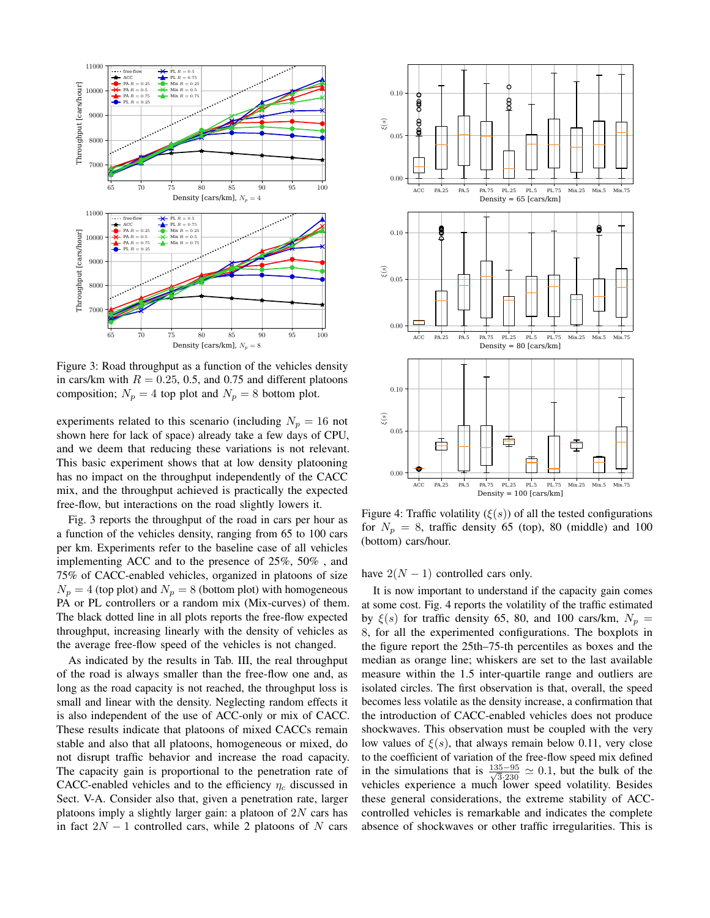Figure 3: Road throughput as a function of the vehicles density in cars/km with $R = 0.25$, 0.5, and 0.75 and different platoons composition; $N_p = 4$ top plot and $N_p = 8$ bottom plot.

experiments related to this scenario (including $N_p = 16$ not shown here for lack of space) already take a few days of CPU, and we deem that reducing these variations is not relevant. This basic experiment shows that at low density platooning has no impact on the throughput independently of the CACC mix, and the throughput achieved is practically the expected free-flow, but interactions on the road slightly lowers it.

Fig. 3 reports the throughput of the road in cars per hour as a function of the vehicles density, ranging from 65 to 100 cars per km. Experiments refer to the baseline case of all vehicles implementing ACC and to the presence of 25%, 50% , and 75% of CACC-enabled vehicles, organized in platoons of size $N_p = 4$ (top plot) and $N_p = 8$ (bottom plot) with homogeneous PA or PL controllers or a random mix (Mix-curves) of them. The black dotted line in all plots reports the free-flow expected throughput, increasing linearly with the density of vehicles as the average free-flow speed of the vehicles is not changed.

As indicated by the results in Tab. III, the real throughput of the road is always smaller than the free-flow one and, as long as the road capacity is not reached, the throughput loss is small and linear with the density. Neglecting random effects it is also independent of the use of ACC-only or mix of CACC. These results indicate that platoons of mixed CACCs remain stable and also that all platoons, homogeneous or mixed, do not disrupt traffic behavior and increase the road capacity. The capacity gain is proportional to the penetration rate of CACC-enabled vehicles and to the efficiency $\eta_c$ discussed in Sect. V-A. Consider also that, given a penetration rate, larger platoons imply a slightly larger gain: a platoon of $2N$ cars has in fact $2N - 1$ controlled cars, while 2 platoons of $N$ cars have $2(N - 1)$ controlled cars only.

Figure 4: Traffic volatility ($\xi(s)$) of all the tested configurations for $N_p = 8$, traffic density 65 (top), 80 (middle) and 100 (bottom) cars/hour.

It is now important to understand if the capacity gain comes at some cost. Fig. 4 reports the volatility of the traffic estimated by $\xi(s)$ for traffic density 65, 80, and 100 cars/km, $N_p = 8$, for all the experimented configurations. The boxplots in the figure report the 25th–75-th percentiles as boxes and the median as orange line; whiskers are set to the last available measure within the 1.5 inter-quartile range and outliers are isolated circles. The first observation is that, overall, the speed becomes less volatile as the density increase, a confirmation that the introduction of CACC-enabled vehicles does not produce shockwaves. This observation must be coupled with the very low values of $\xi(s)$, that always remain below 0.11, very close to the coefficient of variation of the free-flow speed mix defined in the simulations that is $\frac{135-95}{\sqrt{3}\cdot 230} \simeq 0.1$, but the bulk of the vehicles experience a much lower speed volatility. Besides these general considerations, the extreme stability of ACC-controlled vehicles is remarkable and indicates the complete absence of shockwaves or other traffic irregularities. This is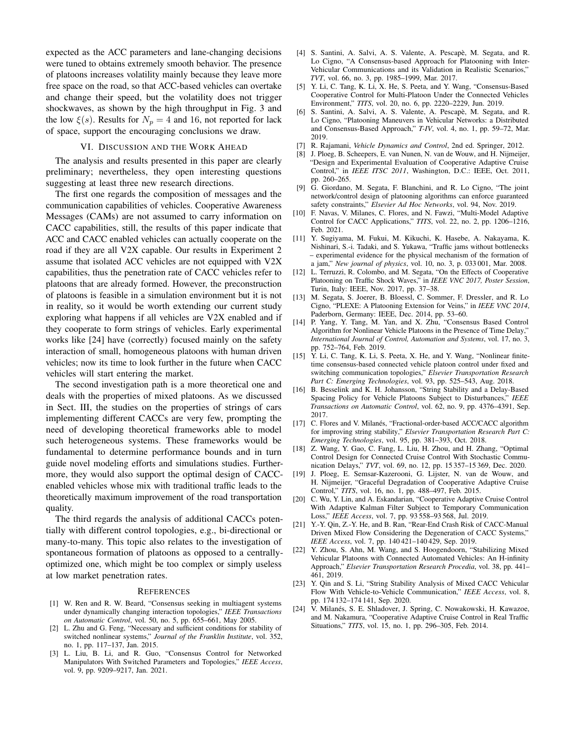expected as the ACC parameters and lane-changing decisions were tuned to obtains extremely smooth behavior. The presence of platoons increases volatility mainly because they leave more free space on the road, so that ACC-based vehicles can overtake and change their speed, but the volatility does not trigger shockwaves, as shown by the high throughput in Fig. 3 and the low $\xi(s)$. Results for $N_p = 4$ and 16, not reported for lack of space, support the encouraging conclusions we draw.

## VI. Discussion and the Work Ahead

The analysis and results presented in this paper are clearly preliminary; nevertheless, they open interesting questions suggesting at least three new research directions.

The first one regards the composition of messages and the communication capabilities of vehicles. Cooperative Awareness Messages (CAMs) are not assumed to carry information on CACC capabilities, still, the results of this paper indicate that ACC and CACC enabled vehicles can actually cooperate on the road if they are all V2X capable. Our results in Experiment 2 assume that isolated ACC vehicles are not equipped with V2X capabilities, thus the penetration rate of CACC vehicles refer to platoons that are already formed. However, the preconstruction of platoons is feasible in a simulation environment but it is not in reality, so it would be worth extending our current study exploring what happens if all vehicles are V2X enabled and if they cooperate to form strings of vehicles. Early experimental works like [24] have (correctly) focused mainly on the safety interaction of small, homogeneous platoons with human driven vehicles; now its time to look further in the future when CACC vehicles will start entering the market.

The second investigation path is a more theoretical one and deals with the properties of mixed platoons. As we discussed in Sect. III, the studies on the properties of strings of cars implementing different CACCs are very few, prompting the need of developing theoretical frameworks able to model such heterogeneous systems. These frameworks would be fundamental to determine performance bounds and in turn guide novel modeling efforts and simulations studies. Furthermore, they would also support the optimal design of CACC-enabled vehicles whose mix with traditional traffic leads to the theoretically maximum improvement of the road transportation quality.

The third regards the analysis of additional CACCs potentially with different control topologies, e.g., bi-directional or many-to-many. This topic also relates to the investigation of spontaneous formation of platoons as opposed to a centrally-optimized one, which might be too complex or simply useless at low market penetration rates.

## References

[1] W. Ren and R. W. Beard, "Consensus seeking in multiagent systems under dynamically changing interaction topologies," *IEEE Transactions on Automatic Control*, vol. 50, no. 5, pp. 655–661, May 2005.

[2] L. Zhu and G. Feng, "Necessary and sufficient conditions for stability of switched nonlinear systems," *Journal of the Franklin Institute*, vol. 352, no. 1, pp. 117–137, Jan. 2015.

[3] L. Liu, B. Li, and R. Guo, "Consensus Control for Networked Manipulators With Switched Parameters and Topologies," *IEEE Access*, vol. 9, pp. 9209–9217, Jan. 2021.

[4] S. Santini, A. Salvi, A. S. Valente, A. Pescapè, M. Segata, and R. Lo Cigno, "A Consensus-based Approach for Platooning with Inter-Vehicular Communications and its Validation in Realistic Scenarios," *TVT*, vol. 66, no. 3, pp. 1985–1999, Mar. 2017.

[5] Y. Li, C. Tang, K. Li, X. He, S. Peeta, and Y. Wang, "Consensus-Based Cooperative Control for Multi-Platoon Under the Connected Vehicles Environment," *TITS*, vol. 20, no. 6, pp. 2220–2229, Jun. 2019.

[6] S. Santini, A. Salvi, A. S. Valente, A. Pescapè, M. Segata, and R. Lo Cigno, "Platooning Maneuvers in Vehicular Networks: a Distributed and Consensus-Based Approach," *T-IV*, vol. 4, no. 1, pp. 59–72, Mar. 2019.

[7] R. Rajamani, *Vehicle Dynamics and Control*, 2nd ed. Springer, 2012.

[8] J. Ploeg, B. Scheepers, E. van Nunen, N. van de Wouw, and H. Nijmeijer, "Design and Experimental Evaluation of Cooperative Adaptive Cruise Control," in *IEEE ITSC 2011*, Washington, D.C.: IEEE, Oct. 2011, pp. 260–265.

[9] G. Giordano, M. Segata, F. Blanchini, and R. Lo Cigno, "The joint network/control design of platooning algorithms can enforce guaranteed safety constraints," *Elsevier Ad Hoc Networks*, vol. 94, Nov. 2019.

[10] F. Navas, V. Milanes, C. Flores, and N. Fawzi, "Multi-Model Adaptive Control for CACC Applications," *TITS*, vol. 22, no. 2, pp. 1206–1216, Feb. 2021.

[11] Y. Sugiyama, M. Fukui, M. Kikuchi, K. Hasebe, A. Nakayama, K. Nishinari, S.-i. Tadaki, and S. Yukawa, "Traffic jams without bottlenecks – experimental evidence for the physical mechanism of the formation of a jam," *New journal of physics*, vol. 10, no. 3, p. 033 001, Mar. 2008.

[12] L. Terruzzi, R. Colombo, and M. Segata, "On the Effects of Cooperative Platooning on Traffic Shock Waves," in *IEEE VNC 2017, Poster Session*, Turin, Italy: IEEE, Nov. 2017, pp. 37–38.

[13] M. Segata, S. Joerer, B. Bloessl, C. Sommer, F. Dressler, and R. Lo Cigno, "PLEXE: A Platooning Extension for Veins," in *IEEE VNC 2014*, Paderborn, Germany: IEEE, Dec. 2014, pp. 53–60.

[14] P. Yang, Y. Tang, M. Yan, and X. Zhu, "Consensus Based Control Algorithm for Nonlinear Vehicle Platoons in the Presence of Time Delay," *International Journal of Control, Automation and Systems*, vol. 17, no. 3, pp. 752–764, Feb. 2019.

[15] Y. Li, C. Tang, K. Li, S. Peeta, X. He, and Y. Wang, "Nonlinear finite-time consensus-based connected vehicle platoon control under fixed and switching communication topologies," *Elsevier Transportation Research Part C: Emerging Technologies*, vol. 93, pp. 525–543, Aug. 2018.

[16] B. Besselink and K. H. Johansson, "String Stability and a Delay-Based Spacing Policy for Vehicle Platoons Subject to Disturbances," *IEEE Transactions on Automatic Control*, vol. 62, no. 9, pp. 4376–4391, Sep. 2017.

[17] C. Flores and V. Milanés, "Fractional-order-based ACC/CACC algorithm for improving string stability," *Elsevier Transportation Research Part C: Emerging Technologies*, vol. 95, pp. 381–393, Oct. 2018.

[18] Z. Wang, Y. Gao, C. Fang, L. Liu, H. Zhou, and H. Zhang, "Optimal Control Design for Connected Cruise Control With Stochastic Communication Delays," *TVT*, vol. 69, no. 12, pp. 15 357–15 369, Dec. 2020.

[19] J. Ploeg, E. Semsar-Kazerooni, G. Lijster, N. van de Wouw, and H. Nijmeijer, "Graceful Degradation of Cooperative Adaptive Cruise Control," *TITS*, vol. 16, no. 1, pp. 488–497, Feb. 2015.

[20] C. Wu, Y. Lin, and A. Eskandarian, "Cooperative Adaptive Cruise Control With Adaptive Kalman Filter Subject to Temporary Communication Loss," *IEEE Access*, vol. 7, pp. 93 558–93 568, Jul. 2019.

[21] Y.-Y. Qin, Z.-Y. He, and B. Ran, "Rear-End Crash Risk of CACC-Manual Driven Mixed Flow Considering the Degeneration of CACC Systems," *IEEE Access*, vol. 7, pp. 140 421–140 429, Sep. 2019.

[22] Y. Zhou, S. Ahn, M. Wang, and S. Hoogendoorn, "Stabilizing Mixed Vehicular Platoons with Connected Automated Vehicles: An H-infinity Approach," *Elsevier Transportation Research Procedia*, vol. 38, pp. 441–461, 2019.

[23] Y. Qin and S. Li, "String Stability Analysis of Mixed CACC Vehicular Flow With Vehicle-to-Vehicle Communication," *IEEE Access*, vol. 8, pp. 174 132–174 141, Sep. 2020.

[24] V. Milanés, S. E. Shladover, J. Spring, C. Nowakowski, H. Kawazoe, and M. Nakamura, "Cooperative Adaptive Cruise Control in Real Traffic Situations," *TITS*, vol. 15, no. 1, pp. 296–305, Feb. 2014.